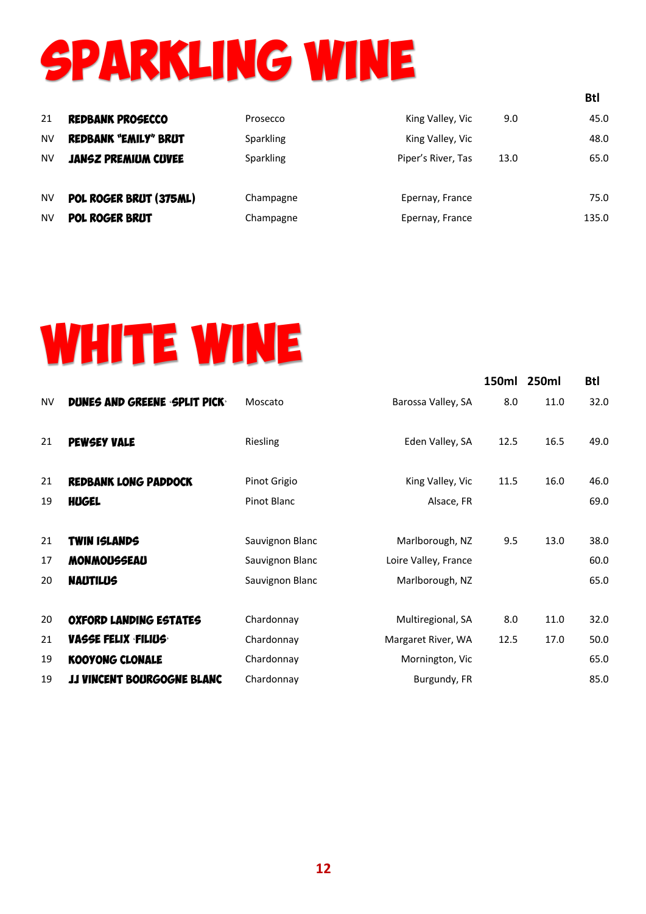# SPARKLING WINE

| | | | | | Btl |
|---|---|---|---|---|---|
| 21 | **REDBANK PROSECCO** | Prosecco | King Valley, Vic | 9.0 | 45.0 |
| NV | **REDBANK "EMILY" BRUT** | Sparkling | King Valley, Vic | | 48.0 |
| NV | **JANSZ PREMIUM CUVEE** | Sparkling | Piper's River, Tas | 13.0 | 65.0 |
| NV | **POL ROGER BRUT (375ML)** | Champagne | Epernay, France | | 75.0 |
| NV | **POL ROGER BRUT** | Champagne | Epernay, France | | 135.0 |

# WHITE WINE

| | | | | 150ml | 250ml | Btl |
|---|---|---|---|---|---|---|
| NV | **DUNES AND GREENE 'SPLIT PICK'** | Moscato | Barossa Valley, SA | 8.0 | 11.0 | 32.0 |
| 21 | **PEWSEY VALE** | Riesling | Eden Valley, SA | 12.5 | 16.5 | 49.0 |
| 21 | **REDBANK LONG PADDOCK** | Pinot Grigio | King Valley, Vic | 11.5 | 16.0 | 46.0 |
| 19 | **HUGEL** | Pinot Blanc | Alsace, FR | | | 69.0 |
| 21 | **TWIN ISLANDS** | Sauvignon Blanc | Marlborough, NZ | 9.5 | 13.0 | 38.0 |
| 17 | **MONMOUSSEAU** | Sauvignon Blanc | Loire Valley, France | | | 60.0 |
| 20 | **NAUTILUS** | Sauvignon Blanc | Marlborough, NZ | | | 65.0 |
| 20 | **OXFORD LANDING ESTATES** | Chardonnay | Multiregional, SA | 8.0 | 11.0 | 32.0 |
| 21 | **VASSE FELIX 'FILIUS'** | Chardonnay | Margaret River, WA | 12.5 | 17.0 | 50.0 |
| 19 | **KOOYONG CLONALE** | Chardonnay | Mornington, Vic | | | 65.0 |
| 19 | **JJ VINCENT BOURGOGNE BLANC** | Chardonnay | Burgundy, FR | | | 85.0 |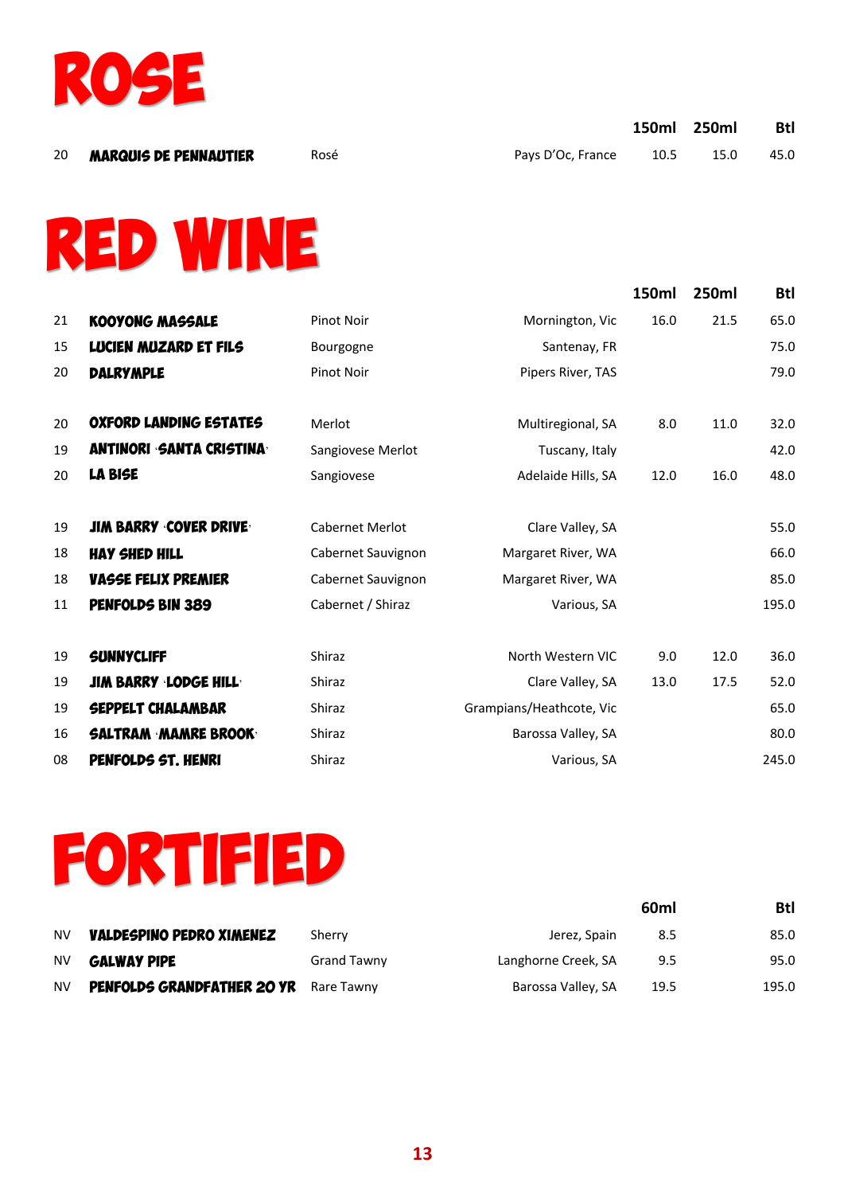# ROSE

| | | | | 150ml | 250ml | Btl |
|---|---|---|---|---|---|---|
| 20 | **MARQUIS DE PENNAUTIER** | Rosé | Pays D'Oc, France | 10.5 | 15.0 | 45.0 |

# RED WINE

| | | | | 150ml | 250ml | Btl |
|---|---|---|---|---|---|---|
| 21 | **KOOYONG MASSALE** | Pinot Noir | Mornington, Vic | 16.0 | 21.5 | 65.0 |
| 15 | **LUCIEN MUZARD ET FILS** | Bourgogne | Santenay, FR | | | 75.0 |
| 20 | **DALRYMPLE** | Pinot Noir | Pipers River, TAS | | | 79.0 |
| 20 | **OXFORD LANDING ESTATES** | Merlot | Multiregional, SA | 8.0 | 11.0 | 32.0 |
| 19 | **ANTINORI 'SANTA CRISTINA'** | Sangiovese Merlot | Tuscany, Italy | | | 42.0 |
| 20 | **LA BISE** | Sangiovese | Adelaide Hills, SA | 12.0 | 16.0 | 48.0 |
| 19 | **JIM BARRY 'COVER DRIVE'** | Cabernet Merlot | Clare Valley, SA | | | 55.0 |
| 18 | **HAY SHED HILL** | Cabernet Sauvignon | Margaret River, WA | | | 66.0 |
| 18 | **VASSE FELIX PREMIER** | Cabernet Sauvignon | Margaret River, WA | | | 85.0 |
| 11 | **PENFOLDS BIN 389** | Cabernet / Shiraz | Various, SA | | | 195.0 |
| 19 | **SUNNYCLIFF** | Shiraz | North Western VIC | 9.0 | 12.0 | 36.0 |
| 19 | **JIM BARRY 'LODGE HILL'** | Shiraz | Clare Valley, SA | 13.0 | 17.5 | 52.0 |
| 19 | **SEPPELT CHALAMBAR** | Shiraz | Grampians/Heathcote, Vic | | | 65.0 |
| 16 | **SALTRAM 'MAMRE BROOK'** | Shiraz | Barossa Valley, SA | | | 80.0 |
| 08 | **PENFOLDS ST. HENRI** | Shiraz | Various, SA | | | 245.0 |

# FORTIFIED

| | | | | 60ml | Btl |
|---|---|---|---|---|---|
| NV | **VALDESPINO PEDRO XIMENEZ** | Sherry | Jerez, Spain | 8.5 | 85.0 |
| NV | **GALWAY PIPE** | Grand Tawny | Langhorne Creek, SA | 9.5 | 95.0 |
| NV | **PENFOLDS GRANDFATHER 20 YR** | Rare Tawny | Barossa Valley, SA | 19.5 | 195.0 |